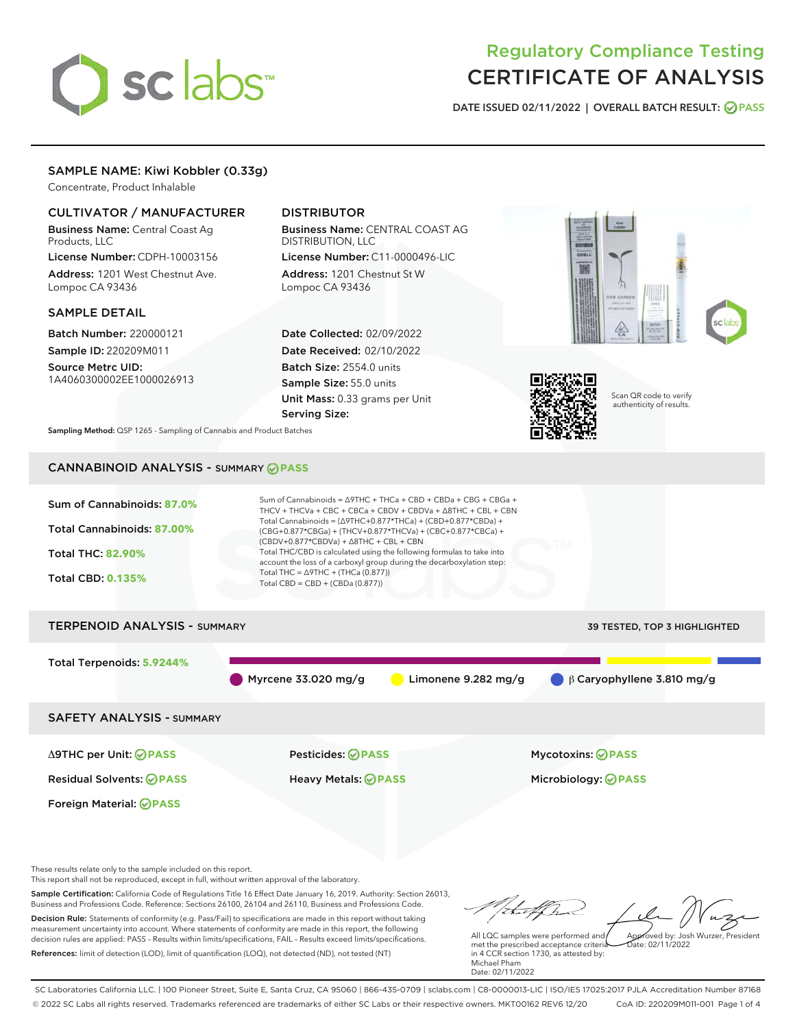# Regulatory Compliance Testing
# CERTIFICATE OF ANALYSIS

DATE ISSUED 02/11/2022 | OVERALL BATCH RESULT: PASS

## SAMPLE NAME: Kiwi Kobbler (0.33g)

Concentrate, Product Inhalable

### CULTIVATOR / MANUFACTURER

**Business Name:** Central Coast Ag Products, LLC

**License Number:** CDPH-10003156

**Address:** 1201 West Chestnut Ave. Lompoc CA 93436

### DISTRIBUTOR

**Business Name:** CENTRAL COAST AG DISTRIBUTION, LLC

**License Number:** C11-0000496-LIC

**Address:** 1201 Chestnut St W Lompoc CA 93436

### SAMPLE DETAIL

**Batch Number:** 220000121

**Sample ID:** 220209M011

**Source Metrc UID:** 1A4060300002EE1000026913

**Date Collected:** 02/09/2022

**Date Received:** 02/10/2022

**Batch Size:** 2554.0 units

**Sample Size:** 55.0 units

**Unit Mass:** 0.33 grams per Unit

**Serving Size:**

Scan QR code to verify authenticity of results.

**Sampling Method:** QSP 1265 - Sampling of Cannabis and Product Batches

## CANNABINOID ANALYSIS - SUMMARY PASS

**Sum of Cannabinoids:** 87.0%

**Total Cannabinoids:** 87.00%

**Total THC:** 82.90%

**Total CBD:** 0.135%

Sum of Cannabinoids = Δ9THC + THCa + CBD + CBDa + CBG + CBGa + THCV + THCVa + CBC + CBCa + CBDV + CBDVa + Δ8THC + CBL + CBN

Total Cannabinoids = (Δ9THC+0.877*THCa) + (CBD+0.877*CBDa) + (CBG+0.877*CBGa) + (THCV+0.877*THCVa) + (CBC+0.877*CBCa) + (CBDV+0.877*CBDVa) + Δ8THC + CBL + CBN

Total THC/CBD is calculated using the following formulas to take into account the loss of a carboxyl group during the decarboxylation step:

Total THC = Δ9THC + (THCa (0.877))

Total CBD = CBD + (CBDa (0.877))

## TERPENOID ANALYSIS - SUMMARY

39 TESTED, TOP 3 HIGHLIGHTED

**Total Terpenoids:** 5.9244%

Myrcene 33.020 mg/g | Limonene 9.282 mg/g | β Caryophyllene 3.810 mg/g

## SAFETY ANALYSIS - SUMMARY

| | | |
|---|---|---|
| Δ9THC per Unit: PASS | Pesticides: PASS | Mycotoxins: PASS |
| Residual Solvents: PASS | Heavy Metals: PASS | Microbiology: PASS |
| Foreign Material: PASS | | |

These results relate only to the sample included on this report.
This report shall not be reproduced, except in full, without written approval of the laboratory.

**Sample Certification:** California Code of Regulations Title 16 Effect Date January 16, 2019. Authority: Section 26013, Business and Professions Code. Reference: Sections 26100, 26104 and 26110, Business and Professions Code.

**Decision Rule:** Statements of conformity (e.g. Pass/Fail) to specifications are made in this report without taking measurement uncertainty into account. Where statements of conformity are made in this report, the following decision rules are applied: PASS – Results within limits/specifications, FAIL – Results exceed limits/specifications.

**References:** limit of detection (LOD), limit of quantification (LOQ), not detected (ND), not tested (NT)

All LQC samples were performed and met the prescribed acceptance criteria in 4 CCR section 1730, as attested by: Michael Pham
Date: 02/11/2022

Approved by: Josh Wurzer, President
Date: 02/11/2022

SC Laboratories California LLC. | 100 Pioneer Street, Suite E, Santa Cruz, CA 95060 | 866-435-0709 | sclabs.com | C8-0000013-LIC | ISO/IES 17025:2017 PJLA Accreditation Number 87168
© 2022 SC Labs all rights reserved. Trademarks referenced are trademarks of either SC Labs or their respective owners. MKT00162 REV6 12/20 CoA ID: 220209M011-001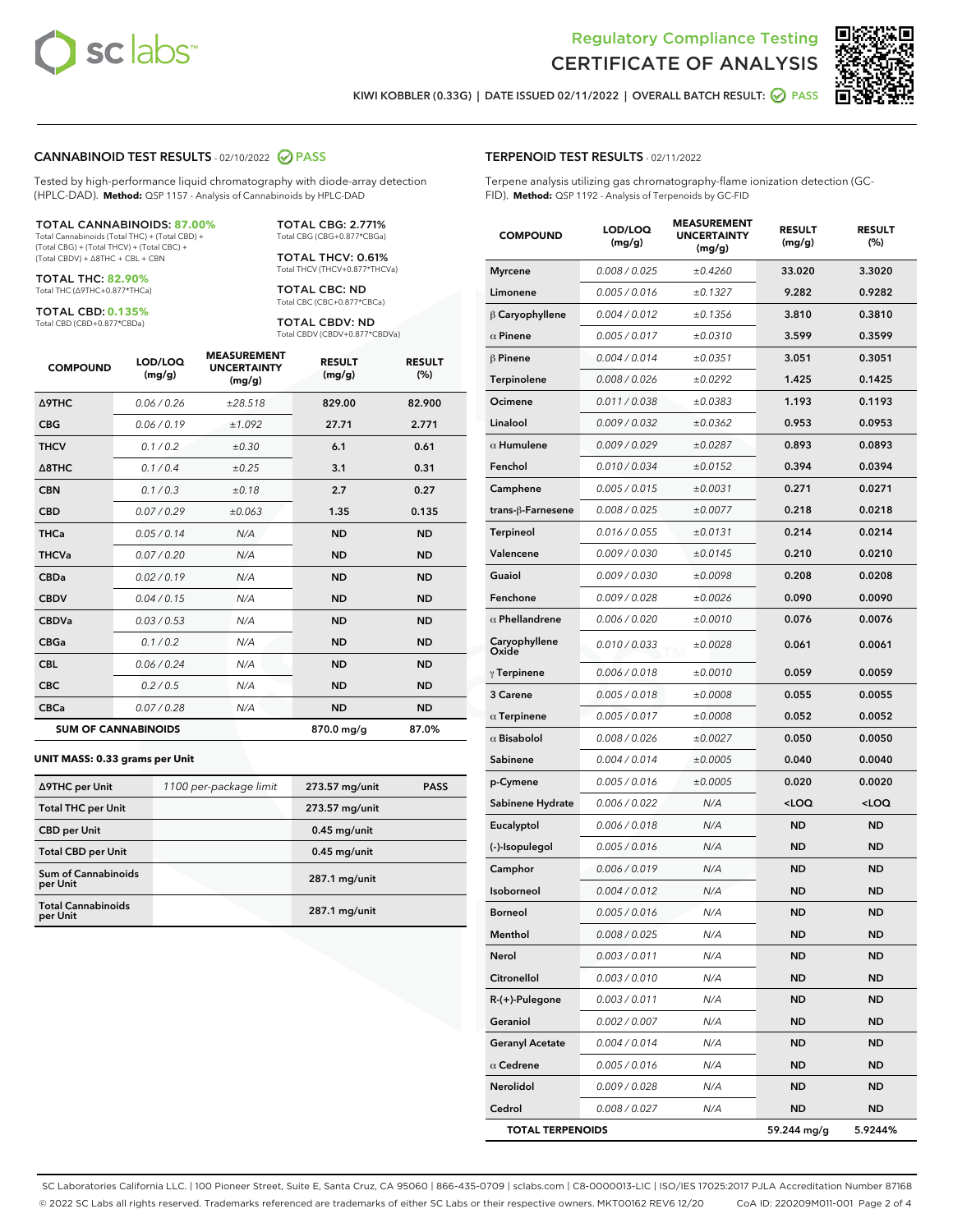# Regulatory Compliance Testing
# CERTIFICATE OF ANALYSIS

KIWI KOBBLER (0.33G) | DATE ISSUED 02/11/2022 | OVERALL BATCH RESULT: PASS

## CANNABINOID TEST RESULTS - 02/10/2022 PASS

Tested by high-performance liquid chromatography with diode-array detection (HPLC-DAD). **Method:** QSP 1157 - Analysis of Cannabinoids by HPLC-DAD

**TOTAL CANNABINOIDS: 87.00%**
Total Cannabinoids (Total THC) + (Total CBD) + (Total CBG) + (Total THCV) + (Total CBC) + (Total CBDV) + Δ8THC + CBL + CBN

**TOTAL THC: 82.90%**
Total THC (Δ9THC+0.877*THCa)

**TOTAL CBD: 0.135%**
Total CBD (CBD+0.877*CBDa)

**TOTAL CBG: 2.771%**
Total CBG (CBG+0.877*CBGa)

**TOTAL THCV: 0.61%**
Total THCV (THCV+0.877*THCVa)

**TOTAL CBC: ND**
Total CBC (CBC+0.877*CBCa)

**TOTAL CBDV: ND**
Total CBDV (CBDV+0.877*CBDVa)

| COMPOUND | LOD/LOQ (mg/g) | MEASUREMENT UNCERTAINTY (mg/g) | RESULT (mg/g) | RESULT (%) |
|---|---|---|---|---|
| Δ9THC | 0.06 / 0.26 | ±28.518 | 829.00 | 82.900 |
| CBG | 0.06 / 0.19 | ±1.092 | 27.71 | 2.771 |
| THCV | 0.1 / 0.2 | ±0.30 | 6.1 | 0.61 |
| Δ8THC | 0.1 / 0.4 | ±0.25 | 3.1 | 0.31 |
| CBN | 0.1 / 0.3 | ±0.18 | 2.7 | 0.27 |
| CBD | 0.07 / 0.29 | ±0.063 | 1.35 | 0.135 |
| THCa | 0.05 / 0.14 | N/A | ND | ND |
| THCVa | 0.07 / 0.20 | N/A | ND | ND |
| CBDa | 0.02 / 0.19 | N/A | ND | ND |
| CBDV | 0.04 / 0.15 | N/A | ND | ND |
| CBDVa | 0.03 / 0.53 | N/A | ND | ND |
| CBGa | 0.1 / 0.2 | N/A | ND | ND |
| CBL | 0.06 / 0.24 | N/A | ND | ND |
| CBC | 0.2 / 0.5 | N/A | ND | ND |
| CBCa | 0.07 / 0.28 | N/A | ND | ND |
| **SUM OF CANNABINOIDS** | | | 870.0 mg/g | 87.0% |

**UNIT MASS: 0.33 grams per Unit**

| | | | |
|---|---|---|---|
| Δ9THC per Unit | 1100 per-package limit | 273.57 mg/unit | PASS |
| Total THC per Unit | | 273.57 mg/unit | |
| CBD per Unit | | 0.45 mg/unit | |
| Total CBD per Unit | | 0.45 mg/unit | |
| Sum of Cannabinoids per Unit | | 287.1 mg/unit | |
| Total Cannabinoids per Unit | | 287.1 mg/unit | |

## TERPENOID TEST RESULTS - 02/11/2022

Terpene analysis utilizing gas chromatography-flame ionization detection (GC-FID). **Method:** QSP 1192 - Analysis of Terpenoids by GC-FID

| COMPOUND | LOD/LOQ (mg/g) | MEASUREMENT UNCERTAINTY (mg/g) | RESULT (mg/g) | RESULT (%) |
|---|---|---|---|---|
| Myrcene | 0.008 / 0.025 | ±0.4260 | 33.020 | 3.3020 |
| Limonene | 0.005 / 0.016 | ±0.1327 | 9.282 | 0.9282 |
| β Caryophyllene | 0.004 / 0.012 | ±0.1356 | 3.810 | 0.3810 |
| α Pinene | 0.005 / 0.017 | ±0.0310 | 3.599 | 0.3599 |
| β Pinene | 0.004 / 0.014 | ±0.0351 | 3.051 | 0.3051 |
| Terpinolene | 0.008 / 0.026 | ±0.0292 | 1.425 | 0.1425 |
| Ocimene | 0.011 / 0.038 | ±0.0383 | 1.193 | 0.1193 |
| Linalool | 0.009 / 0.032 | ±0.0362 | 0.953 | 0.0953 |
| α Humulene | 0.009 / 0.029 | ±0.0287 | 0.893 | 0.0893 |
| Fenchol | 0.010 / 0.034 | ±0.0152 | 0.394 | 0.0394 |
| Camphene | 0.005 / 0.015 | ±0.0031 | 0.271 | 0.0271 |
| trans-β-Farnesene | 0.008 / 0.025 | ±0.0077 | 0.218 | 0.0218 |
| Terpineol | 0.016 / 0.055 | ±0.0131 | 0.214 | 0.0214 |
| Valencene | 0.009 / 0.030 | ±0.0145 | 0.210 | 0.0210 |
| Guaiol | 0.009 / 0.030 | ±0.0098 | 0.208 | 0.0208 |
| Fenchone | 0.009 / 0.028 | ±0.0026 | 0.090 | 0.0090 |
| α Phellandrene | 0.006 / 0.020 | ±0.0010 | 0.076 | 0.0076 |
| Caryophyllene Oxide | 0.010 / 0.033 | ±0.0028 | 0.061 | 0.0061 |
| γ Terpinene | 0.006 / 0.018 | ±0.0010 | 0.059 | 0.0059 |
| 3 Carene | 0.005 / 0.018 | ±0.0008 | 0.055 | 0.0055 |
| α Terpinene | 0.005 / 0.017 | ±0.0008 | 0.052 | 0.0052 |
| α Bisabolol | 0.008 / 0.026 | ±0.0027 | 0.050 | 0.0050 |
| Sabinene | 0.004 / 0.014 | ±0.0005 | 0.040 | 0.0040 |
| p-Cymene | 0.005 / 0.016 | ±0.0005 | 0.020 | 0.0020 |
| Sabinene Hydrate | 0.006 / 0.022 | N/A | <LOQ | <LOQ |
| Eucalyptol | 0.006 / 0.018 | N/A | ND | ND |
| (-)-Isopulegol | 0.005 / 0.016 | N/A | ND | ND |
| Camphor | 0.006 / 0.019 | N/A | ND | ND |
| Isoborneol | 0.004 / 0.012 | N/A | ND | ND |
| Borneol | 0.005 / 0.016 | N/A | ND | ND |
| Menthol | 0.008 / 0.025 | N/A | ND | ND |
| Nerol | 0.003 / 0.011 | N/A | ND | ND |
| Citronellol | 0.003 / 0.010 | N/A | ND | ND |
| R-(+)-Pulegone | 0.003 / 0.011 | N/A | ND | ND |
| Geraniol | 0.002 / 0.007 | N/A | ND | ND |
| Geranyl Acetate | 0.004 / 0.014 | N/A | ND | ND |
| α Cedrene | 0.005 / 0.016 | N/A | ND | ND |
| Nerolidol | 0.009 / 0.028 | N/A | ND | ND |
| Cedrol | 0.008 / 0.027 | N/A | ND | ND |
| **TOTAL TERPENOIDS** | | | 59.244 mg/g | 5.9244% |

SC Laboratories California LLC. | 100 Pioneer Street, Suite E, Santa Cruz, CA 95060 | 866-435-0709 | sclabs.com | C8-0000013-LIC | ISO/IES 17025:2017 PJLA Accreditation Number 87168
© 2022 SC Labs all rights reserved. Trademarks referenced are trademarks of either SC Labs or their respective owners. MKT00162 REV6 12/20 CoA ID: 220209M011-001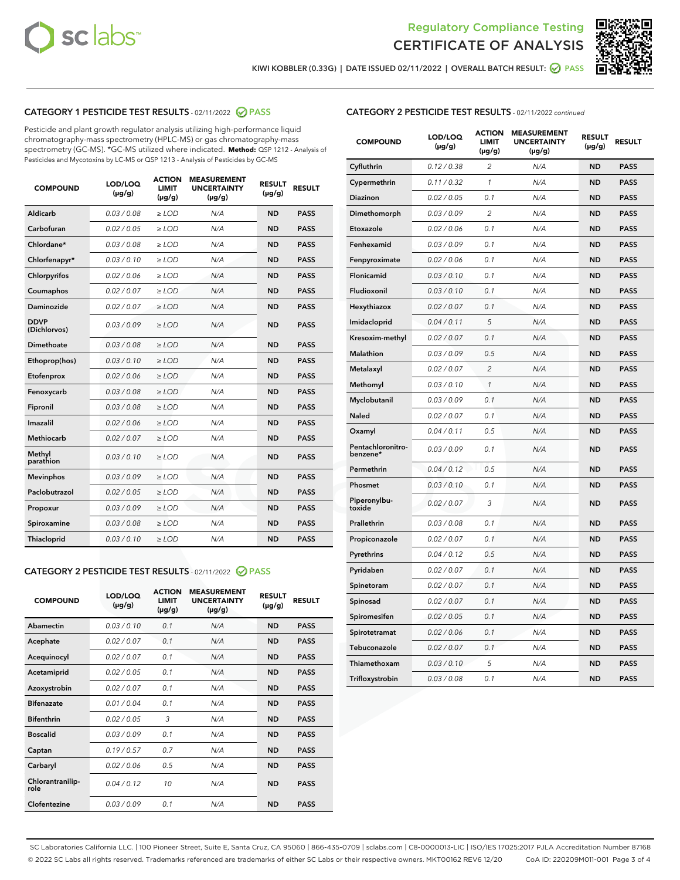## Regulatory Compliance Testing
## CERTIFICATE OF ANALYSIS

KIWI KOBBLER (0.33G) | DATE ISSUED 02/11/2022 | OVERALL BATCH RESULT: PASS

### CATEGORY 1 PESTICIDE TEST RESULTS - 02/11/2022 PASS

Pesticide and plant growth regulator analysis utilizing high-performance liquid chromatography-mass spectrometry (HPLC-MS) or gas chromatography-mass spectrometry (GC-MS). *GC-MS utilized where indicated. **Method:** QSP 1212 - Analysis of Pesticides and Mycotoxins by LC-MS or QSP 1213 - Analysis of Pesticides by GC-MS

| COMPOUND | LOD/LOQ (µg/g) | ACTION LIMIT (µg/g) | MEASUREMENT UNCERTAINTY (µg/g) | RESULT (µg/g) | RESULT |
|---|---|---|---|---|---|
| Aldicarb | 0.03 / 0.08 | ≥ LOD | N/A | ND | PASS |
| Carbofuran | 0.02 / 0.05 | ≥ LOD | N/A | ND | PASS |
| Chlordane* | 0.03 / 0.08 | ≥ LOD | N/A | ND | PASS |
| Chlorfenapyr* | 0.03 / 0.10 | ≥ LOD | N/A | ND | PASS |
| Chlorpyrifos | 0.02 / 0.06 | ≥ LOD | N/A | ND | PASS |
| Coumaphos | 0.02 / 0.07 | ≥ LOD | N/A | ND | PASS |
| Daminozide | 0.02 / 0.07 | ≥ LOD | N/A | ND | PASS |
| DDVP (Dichlorvos) | 0.03 / 0.09 | ≥ LOD | N/A | ND | PASS |
| Dimethoate | 0.03 / 0.08 | ≥ LOD | N/A | ND | PASS |
| Ethoprop(hos) | 0.03 / 0.10 | ≥ LOD | N/A | ND | PASS |
| Etofenprox | 0.02 / 0.06 | ≥ LOD | N/A | ND | PASS |
| Fenoxycarb | 0.03 / 0.08 | ≥ LOD | N/A | ND | PASS |
| Fipronil | 0.03 / 0.08 | ≥ LOD | N/A | ND | PASS |
| Imazalil | 0.02 / 0.06 | ≥ LOD | N/A | ND | PASS |
| Methiocarb | 0.02 / 0.07 | ≥ LOD | N/A | ND | PASS |
| Methyl parathion | 0.03 / 0.10 | ≥ LOD | N/A | ND | PASS |
| Mevinphos | 0.03 / 0.09 | ≥ LOD | N/A | ND | PASS |
| Paclobutrazol | 0.02 / 0.05 | ≥ LOD | N/A | ND | PASS |
| Propoxur | 0.03 / 0.09 | ≥ LOD | N/A | ND | PASS |
| Spiroxamine | 0.03 / 0.08 | ≥ LOD | N/A | ND | PASS |
| Thiacloprid | 0.03 / 0.10 | ≥ LOD | N/A | ND | PASS |

### CATEGORY 2 PESTICIDE TEST RESULTS - 02/11/2022 PASS

| COMPOUND | LOD/LOQ (µg/g) | ACTION LIMIT (µg/g) | MEASUREMENT UNCERTAINTY (µg/g) | RESULT (µg/g) | RESULT |
|---|---|---|---|---|---|
| Abamectin | 0.03 / 0.10 | 0.1 | N/A | ND | PASS |
| Acephate | 0.02 / 0.07 | 0.1 | N/A | ND | PASS |
| Acequinocyl | 0.02 / 0.07 | 0.1 | N/A | ND | PASS |
| Acetamiprid | 0.02 / 0.05 | 0.1 | N/A | ND | PASS |
| Azoxystrobin | 0.02 / 0.07 | 0.1 | N/A | ND | PASS |
| Bifenazate | 0.01 / 0.04 | 0.1 | N/A | ND | PASS |
| Bifenthrin | 0.02 / 0.05 | 3 | N/A | ND | PASS |
| Boscalid | 0.03 / 0.09 | 0.1 | N/A | ND | PASS |
| Captan | 0.19 / 0.57 | 0.7 | N/A | ND | PASS |
| Carbaryl | 0.02 / 0.06 | 0.5 | N/A | ND | PASS |
| Chlorantraniliprole | 0.04 / 0.12 | 10 | N/A | ND | PASS |
| Clofentezine | 0.03 / 0.09 | 0.1 | N/A | ND | PASS |
| Cyfluthrin | 0.12 / 0.38 | 2 | N/A | ND | PASS |
| Cypermethrin | 0.11 / 0.32 | 1 | N/A | ND | PASS |
| Diazinon | 0.02 / 0.05 | 0.1 | N/A | ND | PASS |
| Dimethomorph | 0.03 / 0.09 | 2 | N/A | ND | PASS |
| Etoxazole | 0.02 / 0.06 | 0.1 | N/A | ND | PASS |
| Fenhexamid | 0.03 / 0.09 | 0.1 | N/A | ND | PASS |
| Fenpyroximate | 0.02 / 0.06 | 0.1 | N/A | ND | PASS |
| Flonicamid | 0.03 / 0.10 | 0.1 | N/A | ND | PASS |
| Fludioxonil | 0.03 / 0.10 | 0.1 | N/A | ND | PASS |
| Hexythiazox | 0.02 / 0.07 | 0.1 | N/A | ND | PASS |
| Imidacloprid | 0.04 / 0.11 | 5 | N/A | ND | PASS |
| Kresoxim-methyl | 0.02 / 0.07 | 0.1 | N/A | ND | PASS |
| Malathion | 0.03 / 0.09 | 0.5 | N/A | ND | PASS |
| Metalaxyl | 0.02 / 0.07 | 2 | N/A | ND | PASS |
| Methomyl | 0.03 / 0.10 | 1 | N/A | ND | PASS |
| Myclobutanil | 0.03 / 0.09 | 0.1 | N/A | ND | PASS |
| Naled | 0.02 / 0.07 | 0.1 | N/A | ND | PASS |
| Oxamyl | 0.04 / 0.11 | 0.5 | N/A | ND | PASS |
| Pentachloronitrobenzene* | 0.03 / 0.09 | 0.1 | N/A | ND | PASS |
| Permethrin | 0.04 / 0.12 | 0.5 | N/A | ND | PASS |
| Phosmet | 0.03 / 0.10 | 0.1 | N/A | ND | PASS |
| Piperonylbutoxide | 0.02 / 0.07 | 3 | N/A | ND | PASS |
| Prallethrin | 0.03 / 0.08 | 0.1 | N/A | ND | PASS |
| Propiconazole | 0.02 / 0.07 | 0.1 | N/A | ND | PASS |
| Pyrethrins | 0.04 / 0.12 | 0.5 | N/A | ND | PASS |
| Pyridaben | 0.02 / 0.07 | 0.1 | N/A | ND | PASS |
| Spinetoram | 0.02 / 0.07 | 0.1 | N/A | ND | PASS |
| Spinosad | 0.02 / 0.07 | 0.1 | N/A | ND | PASS |
| Spiromesifen | 0.02 / 0.05 | 0.1 | N/A | ND | PASS |
| Spirotetramat | 0.02 / 0.06 | 0.1 | N/A | ND | PASS |
| Tebuconazole | 0.02 / 0.07 | 0.1 | N/A | ND | PASS |
| Thiamethoxam | 0.03 / 0.10 | 5 | N/A | ND | PASS |
| Trifloxystrobin | 0.03 / 0.08 | 0.1 | N/A | ND | PASS |

SC Laboratories California LLC. | 100 Pioneer Street, Suite E, Santa Cruz, CA 95060 | 866-435-0709 | sclabs.com | C8-0000013-LIC | ISO/IES 17025:2017 PJLA Accreditation Number 87168
© 2022 SC Labs all rights reserved. Trademarks referenced are trademarks of either SC Labs or their respective owners. MKT00162 REV6 12/20 CoA ID: 220209M011-001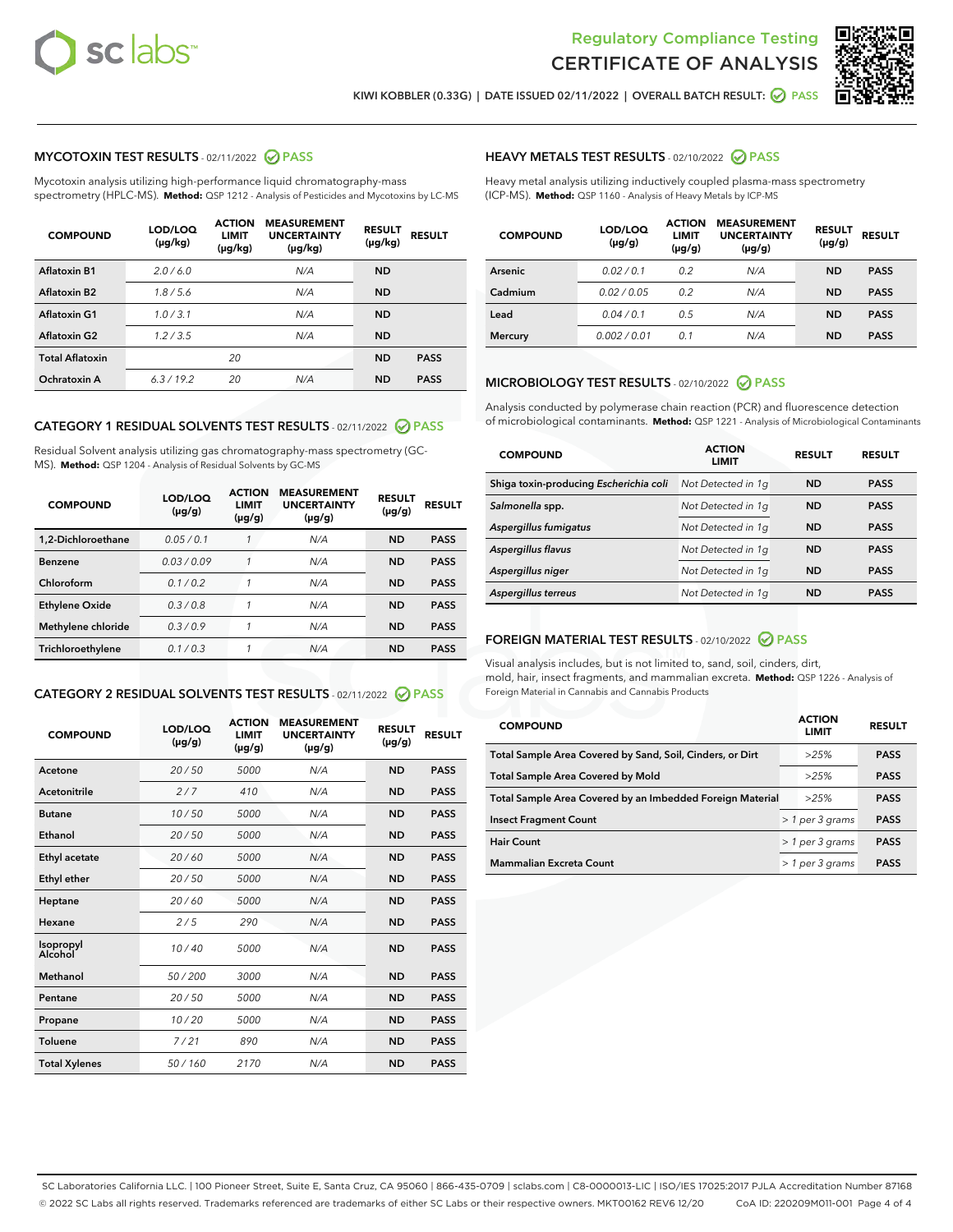Regulatory Compliance Testing
CERTIFICATE OF ANALYSIS

KIWI KOBBLER (0.33G) | DATE ISSUED 02/11/2022 | OVERALL BATCH RESULT: PASS

## MYCOTOXIN TEST RESULTS - 02/11/2022 PASS

Mycotoxin analysis utilizing high-performance liquid chromatography-mass spectrometry (HPLC-MS). **Method:** QSP 1212 - Analysis of Pesticides and Mycotoxins by LC-MS

| COMPOUND | LOD/LOQ (µg/kg) | ACTION LIMIT (µg/kg) | MEASUREMENT UNCERTAINTY (µg/kg) | RESULT (µg/kg) | RESULT |
|---|---|---|---|---|---|
| Aflatoxin B1 | 2.0 / 6.0 | | N/A | ND | |
| Aflatoxin B2 | 1.8 / 5.6 | | N/A | ND | |
| Aflatoxin G1 | 1.0 / 3.1 | | N/A | ND | |
| Aflatoxin G2 | 1.2 / 3.5 | | N/A | ND | |
| Total Aflatoxin | | 20 | | ND | PASS |
| Ochratoxin A | 6.3 / 19.2 | 20 | N/A | ND | PASS |

## CATEGORY 1 RESIDUAL SOLVENTS TEST RESULTS - 02/11/2022 PASS

Residual Solvent analysis utilizing gas chromatography-mass spectrometry (GC-MS). **Method:** QSP 1204 - Analysis of Residual Solvents by GC-MS

| COMPOUND | LOD/LOQ (µg/g) | ACTION LIMIT (µg/g) | MEASUREMENT UNCERTAINTY (µg/g) | RESULT (µg/g) | RESULT |
|---|---|---|---|---|---|
| 1,2-Dichloroethane | 0.05 / 0.1 | 1 | N/A | ND | PASS |
| Benzene | 0.03 / 0.09 | 1 | N/A | ND | PASS |
| Chloroform | 0.1 / 0.2 | 1 | N/A | ND | PASS |
| Ethylene Oxide | 0.3 / 0.8 | 1 | N/A | ND | PASS |
| Methylene chloride | 0.3 / 0.9 | 1 | N/A | ND | PASS |
| Trichloroethylene | 0.1 / 0.3 | 1 | N/A | ND | PASS |

## CATEGORY 2 RESIDUAL SOLVENTS TEST RESULTS - 02/11/2022 PASS

| COMPOUND | LOD/LOQ (µg/g) | ACTION LIMIT (µg/g) | MEASUREMENT UNCERTAINTY (µg/g) | RESULT (µg/g) | RESULT |
|---|---|---|---|---|---|
| Acetone | 20 / 50 | 5000 | N/A | ND | PASS |
| Acetonitrile | 2 / 7 | 410 | N/A | ND | PASS |
| Butane | 10 / 50 | 5000 | N/A | ND | PASS |
| Ethanol | 20 / 50 | 5000 | N/A | ND | PASS |
| Ethyl acetate | 20 / 60 | 5000 | N/A | ND | PASS |
| Ethyl ether | 20 / 50 | 5000 | N/A | ND | PASS |
| Heptane | 20 / 60 | 5000 | N/A | ND | PASS |
| Hexane | 2 / 5 | 290 | N/A | ND | PASS |
| Isopropyl Alcohol | 10 / 40 | 5000 | N/A | ND | PASS |
| Methanol | 50 / 200 | 3000 | N/A | ND | PASS |
| Pentane | 20 / 50 | 5000 | N/A | ND | PASS |
| Propane | 10 / 20 | 5000 | N/A | ND | PASS |
| Toluene | 7 / 21 | 890 | N/A | ND | PASS |
| Total Xylenes | 50 / 160 | 2170 | N/A | ND | PASS |

## HEAVY METALS TEST RESULTS - 02/10/2022 PASS

Heavy metal analysis utilizing inductively coupled plasma-mass spectrometry (ICP-MS). **Method:** QSP 1160 - Analysis of Heavy Metals by ICP-MS

| COMPOUND | LOD/LOQ (µg/g) | ACTION LIMIT (µg/g) | MEASUREMENT UNCERTAINTY (µg/g) | RESULT (µg/g) | RESULT |
|---|---|---|---|---|---|
| Arsenic | 0.02 / 0.1 | 0.2 | N/A | ND | PASS |
| Cadmium | 0.02 / 0.05 | 0.2 | N/A | ND | PASS |
| Lead | 0.04 / 0.1 | 0.5 | N/A | ND | PASS |
| Mercury | 0.002 / 0.01 | 0.1 | N/A | ND | PASS |

## MICROBIOLOGY TEST RESULTS - 02/10/2022 PASS

Analysis conducted by polymerase chain reaction (PCR) and fluorescence detection of microbiological contaminants. **Method:** QSP 1221 - Analysis of Microbiological Contaminants

| COMPOUND | ACTION LIMIT | RESULT | RESULT |
|---|---|---|---|
| Shiga toxin-producing *Escherichia coli* | Not Detected in 1g | ND | PASS |
| *Salmonella* spp. | Not Detected in 1g | ND | PASS |
| *Aspergillus fumigatus* | Not Detected in 1g | ND | PASS |
| *Aspergillus flavus* | Not Detected in 1g | ND | PASS |
| *Aspergillus niger* | Not Detected in 1g | ND | PASS |
| *Aspergillus terreus* | Not Detected in 1g | ND | PASS |

## FOREIGN MATERIAL TEST RESULTS - 02/10/2022 PASS

Visual analysis includes, but is not limited to, sand, soil, cinders, dirt, mold, hair, insect fragments, and mammalian excreta. **Method:** QSP 1226 - Analysis of Foreign Material in Cannabis and Cannabis Products

| COMPOUND | ACTION LIMIT | RESULT |
|---|---|---|
| Total Sample Area Covered by Sand, Soil, Cinders, or Dirt | >25% | PASS |
| Total Sample Area Covered by Mold | >25% | PASS |
| Total Sample Area Covered by an Imbedded Foreign Material | >25% | PASS |
| Insect Fragment Count | > 1 per 3 grams | PASS |
| Hair Count | > 1 per 3 grams | PASS |
| Mammalian Excreta Count | > 1 per 3 grams | PASS |

SC Laboratories California LLC. | 100 Pioneer Street, Suite E, Santa Cruz, CA 95060 | 866-435-0709 | sclabs.com | C8-0000013-LIC | ISO/IES 17025:2017 PJLA Accreditation Number 87168
© 2022 SC Labs all rights reserved. Trademarks referenced are trademarks of either SC Labs or their respective owners. MKT00162 REV6 12/20 CoA ID: 220209M011-001